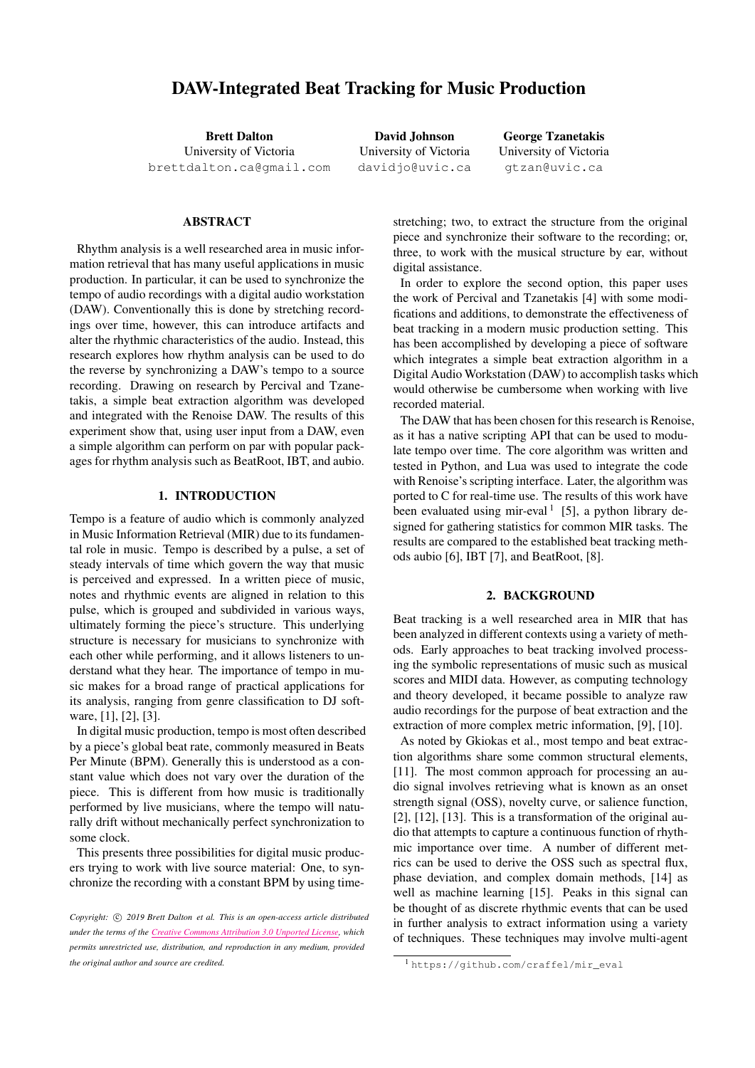# DAW-Integrated Beat Tracking for Music Production

**Brett Dalton**
University of Victoria
brettdalton.ca@gmail.com

**David Johnson**
University of Victoria
davidjo@uvic.ca

**George Tzanetakis**
University of Victoria
gtzan@uvic.ca

## ABSTRACT

Rhythm analysis is a well researched area in music information retrieval that has many useful applications in music production. In particular, it can be used to synchronize the tempo of audio recordings with a digital audio workstation (DAW). Conventionally this is done by stretching recordings over time, however, this can introduce artifacts and alter the rhythmic characteristics of the audio. Instead, this research explores how rhythm analysis can be used to do the reverse by synchronizing a DAW's tempo to a source recording. Drawing on research by Percival and Tzanetakis, a simple beat extraction algorithm was developed and integrated with the Renoise DAW. The results of this experiment show that, using user input from a DAW, even a simple algorithm can perform on par with popular packages for rhythm analysis such as BeatRoot, IBT, and aubio.

## 1. INTRODUCTION

Tempo is a feature of audio which is commonly analyzed in Music Information Retrieval (MIR) due to its fundamental role in music. Tempo is described by a pulse, a set of steady intervals of time which govern the way that music is perceived and expressed. In a written piece of music, notes and rhythmic events are aligned in relation to this pulse, which is grouped and subdivided in various ways, ultimately forming the piece's structure. This underlying structure is necessary for musicians to synchronize with each other while performing, and it allows listeners to understand what they hear. The importance of tempo in music makes for a broad range of practical applications for its analysis, ranging from genre classification to DJ software, [1], [2], [3].

In digital music production, tempo is most often described by a piece's global beat rate, commonly measured in Beats Per Minute (BPM). Generally this is understood as a constant value which does not vary over the duration of the piece. This is different from how music is traditionally performed by live musicians, where the tempo will naturally drift without mechanically perfect synchronization to some clock.

This presents three possibilities for digital music producers trying to work with live source material: One, to synchronize the recording with a constant BPM by using time-stretching; two, to extract the structure from the original piece and synchronize their software to the recording; or, three, to work with the musical structure by ear, without digital assistance.

In order to explore the second option, this paper uses the work of Percival and Tzanetakis [4] with some modifications and additions, to demonstrate the effectiveness of beat tracking in a modern music production setting. This has been accomplished by developing a piece of software which integrates a simple beat extraction algorithm in a Digital Audio Workstation (DAW) to accomplish tasks which would otherwise be cumbersome when working with live recorded material.

The DAW that has been chosen for this research is Renoise, as it has a native scripting API that can be used to modulate tempo over time. The core algorithm was written and tested in Python, and Lua was used to integrate the code with Renoise's scripting interface. Later, the algorithm was ported to C for real-time use. The results of this work have been evaluated using mir-eval [1] [5], a python library designed for gathering statistics for common MIR tasks. The results are compared to the established beat tracking methods aubio [6], IBT [7], and BeatRoot, [8].

## 2. BACKGROUND

Beat tracking is a well researched area in MIR that has been analyzed in different contexts using a variety of methods. Early approaches to beat tracking involved processing the symbolic representations of music such as musical scores and MIDI data. However, as computing technology and theory developed, it became possible to analyze raw audio recordings for the purpose of beat extraction and the extraction of more complex metric information, [9], [10].

As noted by Gkiokas et al., most tempo and beat extraction algorithms share some common structural elements, [11]. The most common approach for processing an audio signal involves retrieving what is known as an onset strength signal (OSS), novelty curve, or salience function, [2], [12], [13]. This is a transformation of the original audio that attempts to capture a continuous function of rhythmic importance over time. A number of different metrics can be used to derive the OSS such as spectral flux, phase deviation, and complex domain methods, [14] as well as machine learning [15]. Peaks in this signal can be thought of as discrete rhythmic events that can be used in further analysis to extract information using a variety of techniques. These techniques may involve multi-agent

*Copyright: © 2019 Brett Dalton et al. This is an open-access article distributed under the terms of the Creative Commons Attribution 3.0 Unported License, which permits unrestricted use, distribution, and reproduction in any medium, provided the original author and source are credited.*

[1] https://github.com/craffel/mir_eval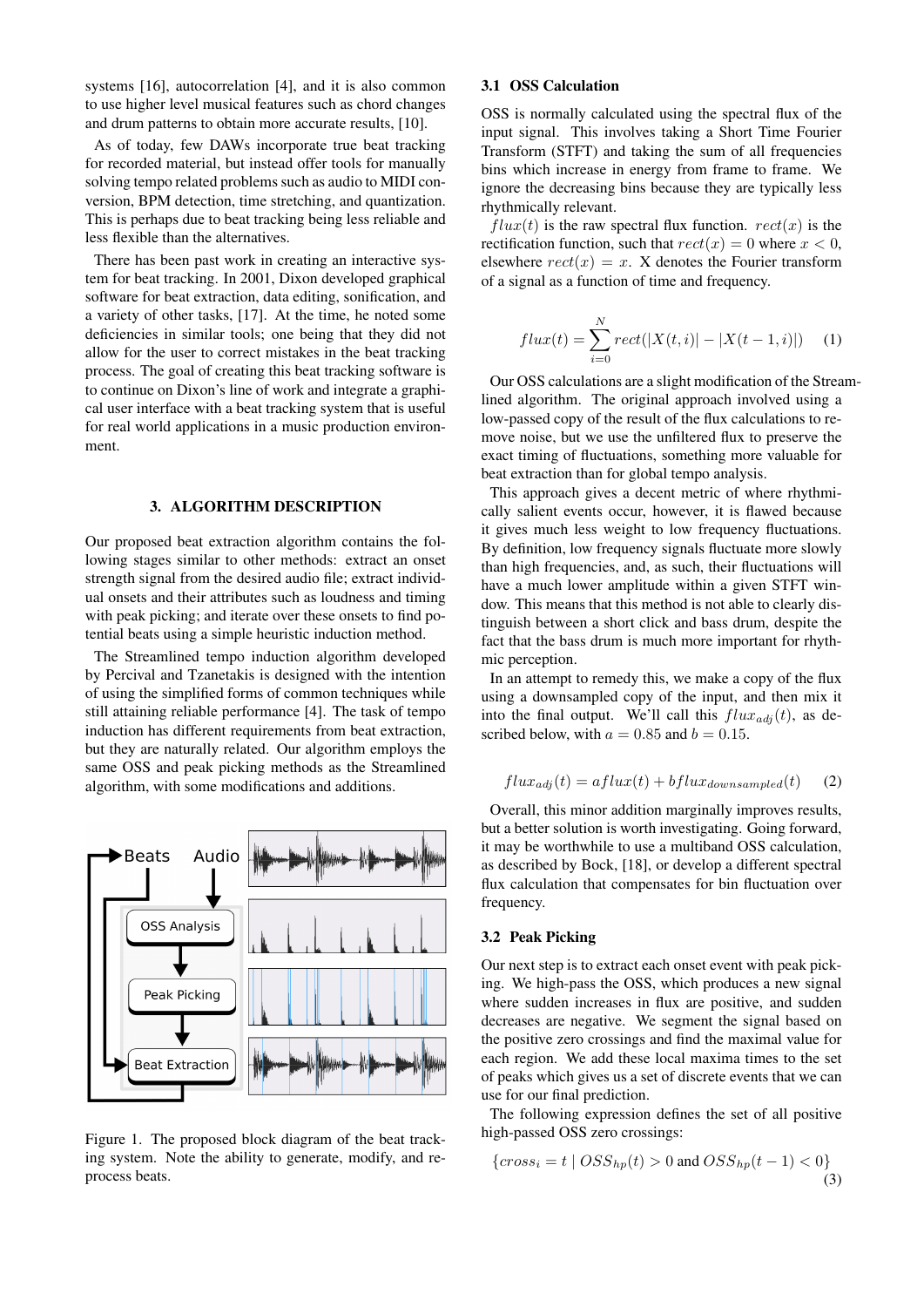systems [16], autocorrelation [4], and it is also common to use higher level musical features such as chord changes and drum patterns to obtain more accurate results, [10].

As of today, few DAWs incorporate true beat tracking for recorded material, but instead offer tools for manually solving tempo related problems such as audio to MIDI conversion, BPM detection, time stretching, and quantization. This is perhaps due to beat tracking being less reliable and less flexible than the alternatives.

There has been past work in creating an interactive system for beat tracking. In 2001, Dixon developed graphical software for beat extraction, data editing, sonification, and a variety of other tasks, [17]. At the time, he noted some deficiencies in similar tools; one being that they did not allow for the user to correct mistakes in the beat tracking process. The goal of creating this beat tracking software is to continue on Dixon's line of work and integrate a graphical user interface with a beat tracking system that is useful for real world applications in a music production environment.

## 3. ALGORITHM DESCRIPTION

Our proposed beat extraction algorithm contains the following stages similar to other methods: extract an onset strength signal from the desired audio file; extract individual onsets and their attributes such as loudness and timing with peak picking; and iterate over these onsets to find potential beats using a simple heuristic induction method.

The Streamlined tempo induction algorithm developed by Percival and Tzanetakis is designed with the intention of using the simplified forms of common techniques while still attaining reliable performance [4]. The task of tempo induction has different requirements from beat extraction, but they are naturally related. Our algorithm employs the same OSS and peak picking methods as the Streamlined algorithm, with some modifications and additions.

Figure 1. The proposed block diagram of the beat tracking system. Note the ability to generate, modify, and reprocess beats.

### 3.1 OSS Calculation

OSS is normally calculated using the spectral flux of the input signal. This involves taking a Short Time Fourier Transform (STFT) and taking the sum of all frequencies bins which increase in energy from frame to frame. We ignore the decreasing bins because they are typically less rhythmically relevant.

$flux(t)$ is the raw spectral flux function. $rect(x)$ is the rectification function, such that $rect(x) = 0$ where $x < 0$, elsewhere $rect(x) = x$. X denotes the Fourier transform of a signal as a function of time and frequency.

$$flux(t) = \sum_{i=0}^{N} rect(|X(t,i)| - |X(t-1,i)|) \quad (1)$$

Our OSS calculations are a slight modification of the Streamlined algorithm. The original approach involved using a low-passed copy of the result of the flux calculations to remove noise, but we use the unfiltered flux to preserve the exact timing of fluctuations, something more valuable for beat extraction than for global tempo analysis.

This approach gives a decent metric of where rhythmically salient events occur, however, it is flawed because it gives much less weight to low frequency fluctuations. By definition, low frequency signals fluctuate more slowly than high frequencies, and, as such, their fluctuations will have a much lower amplitude within a given STFT window. This means that this method is not able to clearly distinguish between a short click and bass drum, despite the fact that the bass drum is much more important for rhythmic perception.

In an attempt to remedy this, we make a copy of the flux using a downsampled copy of the input, and then mix it into the final output. We'll call this $flux_{adj}(t)$, as described below, with $a = 0.85$ and $b = 0.15$.

$$flux_{adj}(t) = a flux(t) + b flux_{downsampled}(t) \quad (2)$$

Overall, this minor addition marginally improves results, but a better solution is worth investigating. Going forward, it may be worthwhile to use a multiband OSS calculation, as described by Bock, [18], or develop a different spectral flux calculation that compensates for bin fluctuation over frequency.

### 3.2 Peak Picking

Our next step is to extract each onset event with peak picking. We high-pass the OSS, which produces a new signal where sudden increases in flux are positive, and sudden decreases are negative. We segment the signal based on the positive zero crossings and find the maximal value for each region. We add these local maxima times to the set of peaks which gives us a set of discrete events that we can use for our final prediction.

The following expression defines the set of all positive high-passed OSS zero crossings:

$$\{cross_i = t \mid OSS_{hp}(t) > 0 \text{ and } OSS_{hp}(t-1) < 0\} \quad (3)$$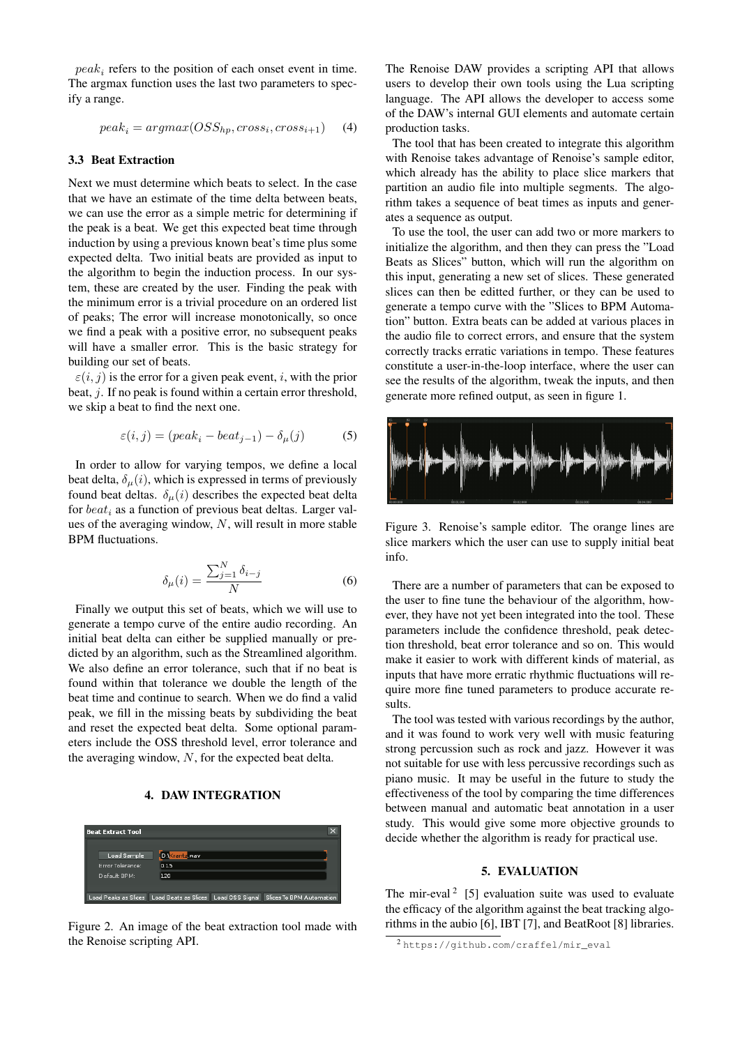$peak_i$ refers to the position of each onset event in time. The argmax function uses the last two parameters to specify a range.

$$peak_i = argmax(OSS_{hp}, cross_i, cross_{i+1}) \quad (4)$$

### 3.3 Beat Extraction

Next we must determine which beats to select. In the case that we have an estimate of the time delta between beats, we can use the error as a simple metric for determining if the peak is a beat. We get this expected beat time through induction by using a previous known beat's time plus some expected delta. Two initial beats are provided as input to the algorithm to begin the induction process. In our system, these are created by the user. Finding the peak with the minimum error is a trivial procedure on an ordered list of peaks; The error will increase monotonically, so once we find a peak with a positive error, no subsequent peaks will have a smaller error. This is the basic strategy for building our set of beats.

$\varepsilon(i, j)$ is the error for a given peak event, $i$, with the prior beat, $j$. If no peak is found within a certain error threshold, we skip a beat to find the next one.

$$\varepsilon(i, j) = (peak_i - beat_{j-1}) - \delta_\mu(j) \quad (5)$$

In order to allow for varying tempos, we define a local beat delta, $\delta_\mu(i)$, which is expressed in terms of previously found beat deltas. $\delta_\mu(i)$ describes the expected beat delta for $beat_i$ as a function of previous beat deltas. Larger values of the averaging window, $N$, will result in more stable BPM fluctuations.

$$\delta_\mu(i) = \frac{\sum_{j=1}^{N} \delta_{i-j}}{N} \quad (6)$$

Finally we output this set of beats, which we will use to generate a tempo curve of the entire audio recording. An initial beat delta can either be supplied manually or predicted by an algorithm, such as the Streamlined algorithm. We also define an error tolerance, such that if no beat is found within that tolerance we double the length of the beat time and continue to search. When we do find a valid peak, we fill in the missing beats by subdividing the beat and reset the expected beat delta. Some optional parameters include the OSS threshold level, error tolerance and the averaging window, $N$, for the expected beat delta.

## 4. DAW INTEGRATION

Figure 2. An image of the beat extraction tool made with the Renoise scripting API.

The Renoise DAW provides a scripting API that allows users to develop their own tools using the Lua scripting language. The API allows the developer to access some of the DAW's internal GUI elements and automate certain production tasks.

The tool that has been created to integrate this algorithm with Renoise takes advantage of Renoise's sample editor, which already has the ability to place slice markers that partition an audio file into multiple segments. The algorithm takes a sequence of beat times as inputs and generates a sequence as output.

To use the tool, the user can add two or more markers to initialize the algorithm, and then they can press the "Load Beats as Slices" button, which will run the algorithm on this input, generating a new set of slices. These generated slices can then be editted further, or they can be used to generate a tempo curve with the "Slices to BPM Automation" button. Extra beats can be added at various places in the audio file to correct errors, and ensure that the system correctly tracks erratic variations in tempo. These features constitute a user-in-the-loop interface, where the user can see the results of the algorithm, tweak the inputs, and then generate more refined output, as seen in figure 1.

Figure 3. Renoise's sample editor. The orange lines are slice markers which the user can use to supply initial beat info.

There are a number of parameters that can be exposed to the user to fine tune the behaviour of the algorithm, however, they have not yet been integrated into the tool. These parameters include the confidence threshold, peak detection threshold, beat error tolerance and so on. This would make it easier to work with different kinds of material, as inputs that have more erratic rhythmic fluctuations will require more fine tuned parameters to produce accurate results.

The tool was tested with various recordings by the author, and it was found to work very well with music featuring strong percussion such as rock and jazz. However it was not suitable for use with less percussive recordings such as piano music. It may be useful in the future to study the effectiveness of the tool by comparing the time differences between manual and automatic beat annotation in a user study. This would give some more objective grounds to decide whether the algorithm is ready for practical use.

## 5. EVALUATION

The mir-eval [2] [5] evaluation suite was used to evaluate the efficacy of the algorithm against the beat tracking algorithms in the aubio [6], IBT [7], and BeatRoot [8] libraries.

[2] https://github.com/craffel/mir_eval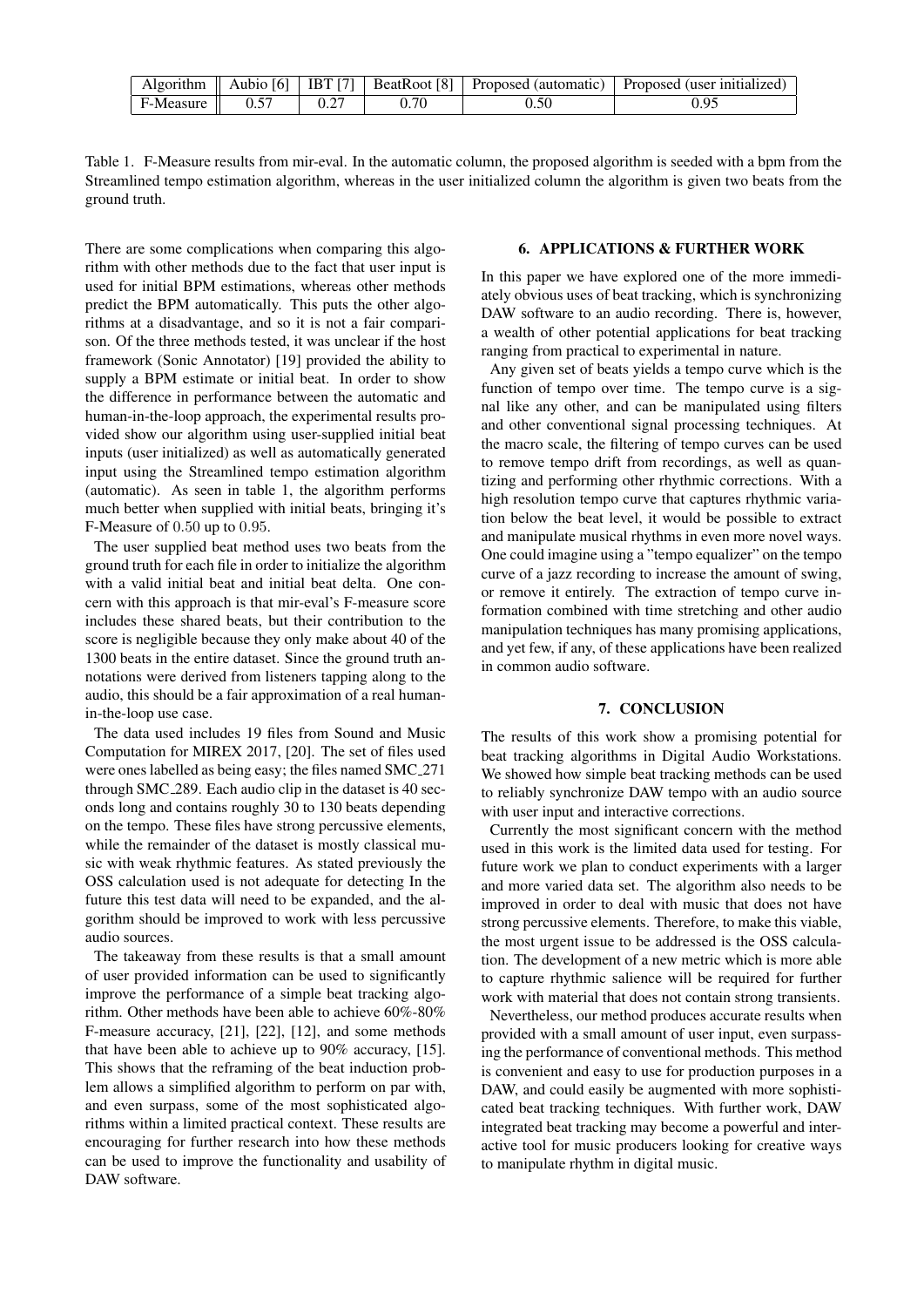| Algorithm | Aubio [6] | IBT [7] | BeatRoot [8] | Proposed (automatic) | Proposed (user initialized) |
|---|---|---|---|---|---|
| F-Measure | 0.57 | 0.27 | 0.70 | 0.50 | 0.95 |

Table 1. F-Measure results from mir-eval. In the automatic column, the proposed algorithm is seeded with a bpm from the Streamlined tempo estimation algorithm, whereas in the user initialized column the algorithm is given two beats from the ground truth.

There are some complications when comparing this algorithm with other methods due to the fact that user input is used for initial BPM estimations, whereas other methods predict the BPM automatically. This puts the other algorithms at a disadvantage, and so it is not a fair comparison. Of the three methods tested, it was unclear if the host framework (Sonic Annotator) [19] provided the ability to supply a BPM estimate or initial beat. In order to show the difference in performance between the automatic and human-in-the-loop approach, the experimental results provided show our algorithm using user-supplied initial beat inputs (user initialized) as well as automatically generated input using the Streamlined tempo estimation algorithm (automatic). As seen in table 1, the algorithm performs much better when supplied with initial beats, bringing it's F-Measure of $0.50$ up to $0.95$.

The user supplied beat method uses two beats from the ground truth for each file in order to initialize the algorithm with a valid initial beat and initial beat delta. One concern with this approach is that mir-eval's F-measure score includes these shared beats, but their contribution to the score is negligible because they only make about 40 of the 1300 beats in the entire dataset. Since the ground truth annotations were derived from listeners tapping along to the audio, this should be a fair approximation of a real human-in-the-loop use case.

The data used includes 19 files from Sound and Music Computation for MIREX 2017, [20]. The set of files used were ones labelled as being easy; the files named SMC_271 through SMC_289. Each audio clip in the dataset is 40 seconds long and contains roughly 30 to 130 beats depending on the tempo. These files have strong percussive elements, while the remainder of the dataset is mostly classical music with weak rhythmic features. As stated previously the OSS calculation used is not adequate for detecting In the future this test data will need to be expanded, and the algorithm should be improved to work with less percussive audio sources.

The takeaway from these results is that a small amount of user provided information can be used to significantly improve the performance of a simple beat tracking algorithm. Other methods have been able to achieve 60%-80% F-measure accuracy, [21], [22], [12], and some methods that have been able to achieve up to 90% accuracy, [15]. This shows that the reframing of the beat induction problem allows a simplified algorithm to perform on par with, and even surpass, some of the most sophisticated algorithms within a limited practical context. These results are encouraging for further research into how these methods can be used to improve the functionality and usability of DAW software.

## 6. APPLICATIONS & FURTHER WORK

In this paper we have explored one of the more immediately obvious uses of beat tracking, which is synchronizing DAW software to an audio recording. There is, however, a wealth of other potential applications for beat tracking ranging from practical to experimental in nature.

Any given set of beats yields a tempo curve which is the function of tempo over time. The tempo curve is a signal like any other, and can be manipulated using filters and other conventional signal processing techniques. At the macro scale, the filtering of tempo curves can be used to remove tempo drift from recordings, as well as quantizing and performing other rhythmic corrections. With a high resolution tempo curve that captures rhythmic variation below the beat level, it would be possible to extract and manipulate musical rhythms in even more novel ways. One could imagine using a "tempo equalizer" on the tempo curve of a jazz recording to increase the amount of swing, or remove it entirely. The extraction of tempo curve information combined with time stretching and other audio manipulation techniques has many promising applications, and yet few, if any, of these applications have been realized in common audio software.

## 7. CONCLUSION

The results of this work show a promising potential for beat tracking algorithms in Digital Audio Workstations. We showed how simple beat tracking methods can be used to reliably synchronize DAW tempo with an audio source with user input and interactive corrections.

Currently the most significant concern with the method used in this work is the limited data used for testing. For future work we plan to conduct experiments with a larger and more varied data set. The algorithm also needs to be improved in order to deal with music that does not have strong percussive elements. Therefore, to make this viable, the most urgent issue to be addressed is the OSS calculation. The development of a new metric which is more able to capture rhythmic salience will be required for further work with material that does not contain strong transients.

Nevertheless, our method produces accurate results when provided with a small amount of user input, even surpassing the performance of conventional methods. This method is convenient and easy to use for production purposes in a DAW, and could easily be augmented with more sophisticated beat tracking techniques. With further work, DAW integrated beat tracking may become a powerful and interactive tool for music producers looking for creative ways to manipulate rhythm in digital music.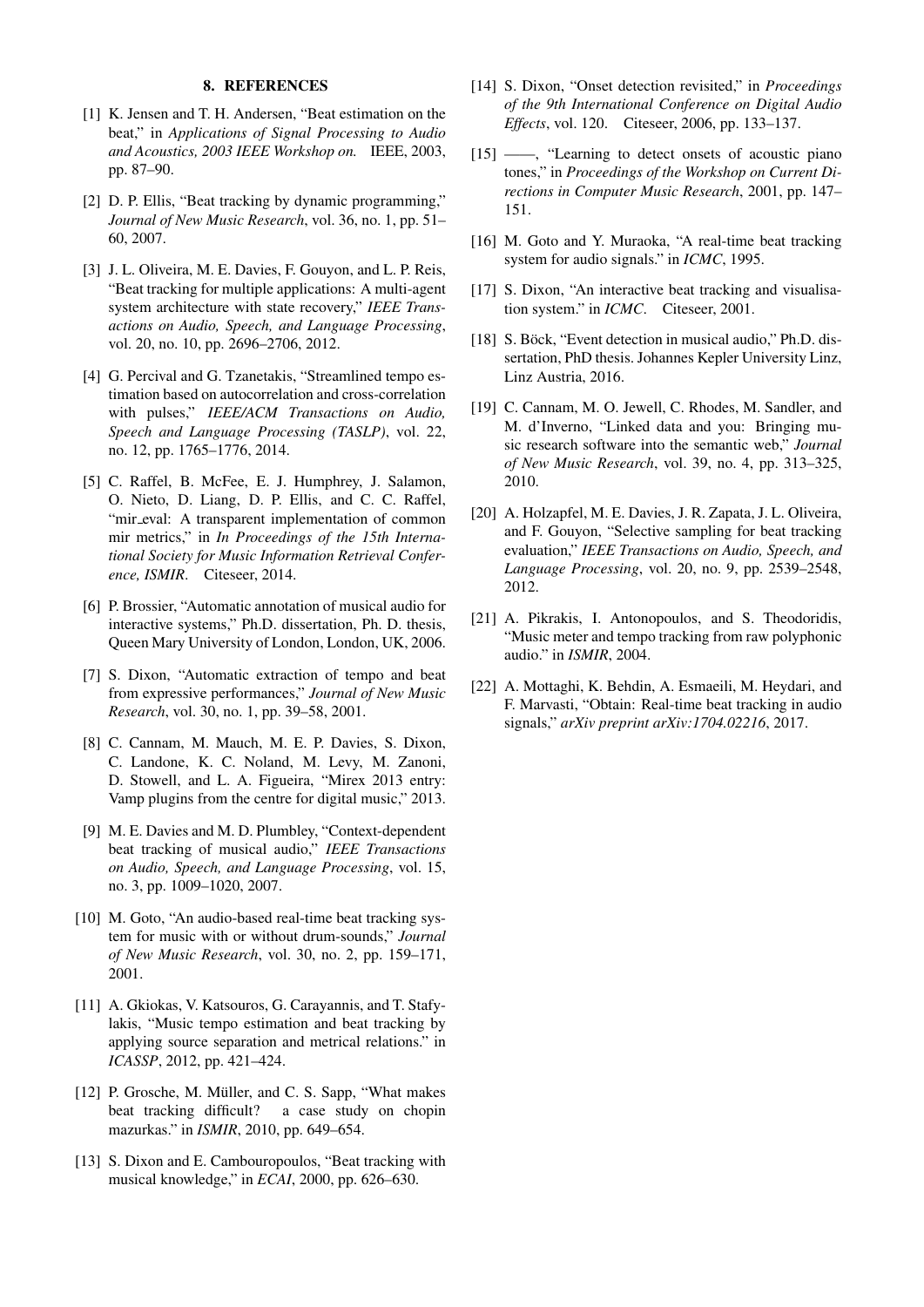## 8. REFERENCES

[1] K. Jensen and T. H. Andersen, "Beat estimation on the beat," in *Applications of Signal Processing to Audio and Acoustics, 2003 IEEE Workshop on.* IEEE, 2003, pp. 87–90.

[2] D. P. Ellis, "Beat tracking by dynamic programming," *Journal of New Music Research*, vol. 36, no. 1, pp. 51–60, 2007.

[3] J. L. Oliveira, M. E. Davies, F. Gouyon, and L. P. Reis, "Beat tracking for multiple applications: A multi-agent system architecture with state recovery," *IEEE Transactions on Audio, Speech, and Language Processing*, vol. 20, no. 10, pp. 2696–2706, 2012.

[4] G. Percival and G. Tzanetakis, "Streamlined tempo estimation based on autocorrelation and cross-correlation with pulses," *IEEE/ACM Transactions on Audio, Speech and Language Processing (TASLP)*, vol. 22, no. 12, pp. 1765–1776, 2014.

[5] C. Raffel, B. McFee, E. J. Humphrey, J. Salamon, O. Nieto, D. Liang, D. P. Ellis, and C. C. Raffel, "mir_eval: A transparent implementation of common mir metrics," in *In Proceedings of the 15th International Society for Music Information Retrieval Conference, ISMIR*. Citeseer, 2014.

[6] P. Brossier, "Automatic annotation of musical audio for interactive systems," Ph.D. dissertation, Ph. D. thesis, Queen Mary University of London, London, UK, 2006.

[7] S. Dixon, "Automatic extraction of tempo and beat from expressive performances," *Journal of New Music Research*, vol. 30, no. 1, pp. 39–58, 2001.

[8] C. Cannam, M. Mauch, M. E. P. Davies, S. Dixon, C. Landone, K. C. Noland, M. Levy, M. Zanoni, D. Stowell, and L. A. Figueira, "Mirex 2013 entry: Vamp plugins from the centre for digital music," 2013.

[9] M. E. Davies and M. D. Plumbley, "Context-dependent beat tracking of musical audio," *IEEE Transactions on Audio, Speech, and Language Processing*, vol. 15, no. 3, pp. 1009–1020, 2007.

[10] M. Goto, "An audio-based real-time beat tracking system for music with or without drum-sounds," *Journal of New Music Research*, vol. 30, no. 2, pp. 159–171, 2001.

[11] A. Gkiokas, V. Katsouros, G. Carayannis, and T. Stafylakis, "Music tempo estimation and beat tracking by applying source separation and metrical relations." in *ICASSP*, 2012, pp. 421–424.

[12] P. Grosche, M. Müller, and C. S. Sapp, "What makes beat tracking difficult? a case study on chopin mazurkas." in *ISMIR*, 2010, pp. 649–654.

[13] S. Dixon and E. Cambouropoulos, "Beat tracking with musical knowledge," in *ECAI*, 2000, pp. 626–630.

[14] S. Dixon, "Onset detection revisited," in *Proceedings of the 9th International Conference on Digital Audio Effects*, vol. 120. Citeseer, 2006, pp. 133–137.

[15] ——, "Learning to detect onsets of acoustic piano tones," in *Proceedings of the Workshop on Current Directions in Computer Music Research*, 2001, pp. 147–151.

[16] M. Goto and Y. Muraoka, "A real-time beat tracking system for audio signals." in *ICMC*, 1995.

[17] S. Dixon, "An interactive beat tracking and visualisation system." in *ICMC*. Citeseer, 2001.

[18] S. Böck, "Event detection in musical audio," Ph.D. dissertation, PhD thesis. Johannes Kepler University Linz, Linz Austria, 2016.

[19] C. Cannam, M. O. Jewell, C. Rhodes, M. Sandler, and M. d'Inverno, "Linked data and you: Bringing music research software into the semantic web," *Journal of New Music Research*, vol. 39, no. 4, pp. 313–325, 2010.

[20] A. Holzapfel, M. E. Davies, J. R. Zapata, J. L. Oliveira, and F. Gouyon, "Selective sampling for beat tracking evaluation," *IEEE Transactions on Audio, Speech, and Language Processing*, vol. 20, no. 9, pp. 2539–2548, 2012.

[21] A. Pikrakis, I. Antonopoulos, and S. Theodoridis, "Music meter and tempo tracking from raw polyphonic audio." in *ISMIR*, 2004.

[22] A. Mottaghi, K. Behdin, A. Esmaeili, M. Heydari, and F. Marvasti, "Obtain: Real-time beat tracking in audio signals," *arXiv preprint arXiv:1704.02216*, 2017.